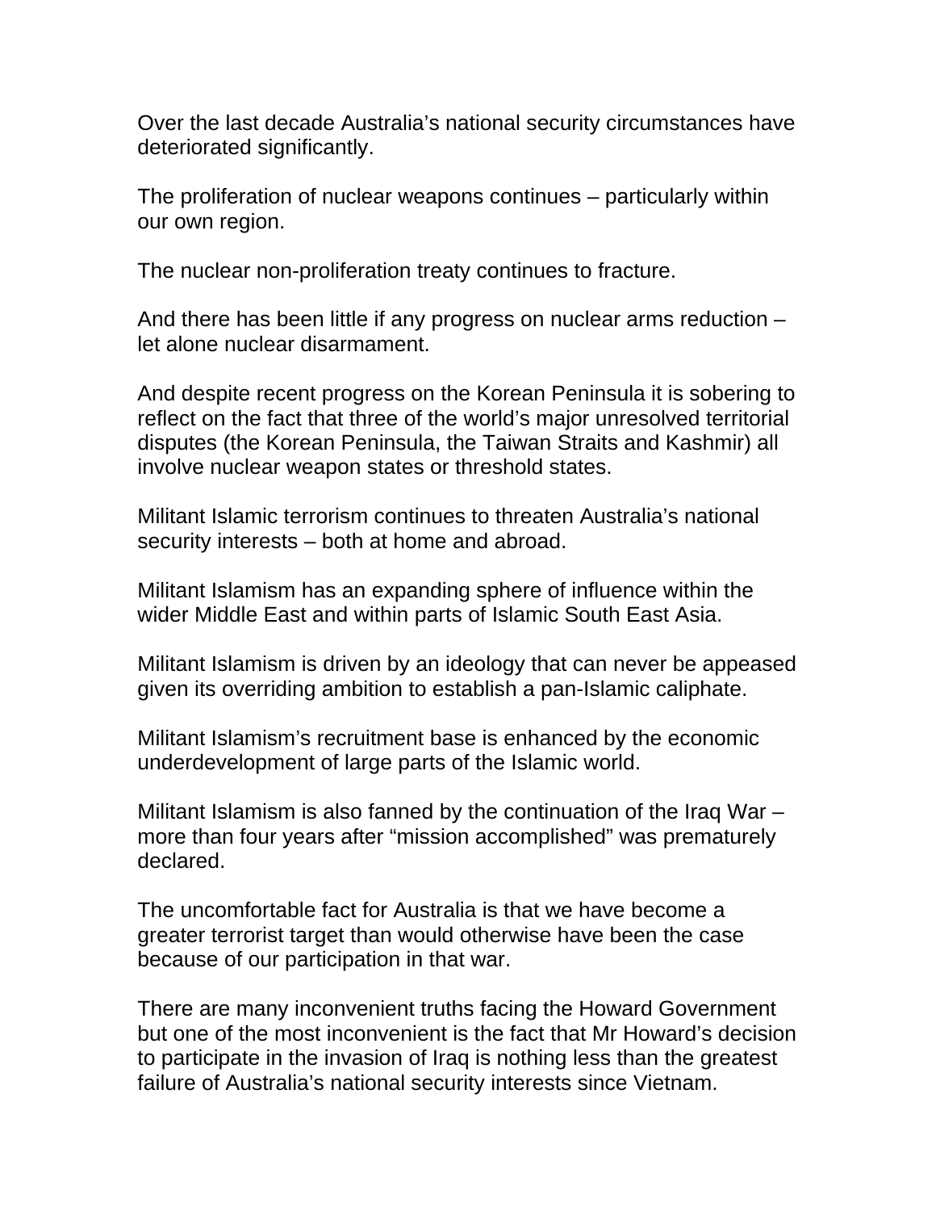Over the last decade Australia's national security circumstances have deteriorated significantly.

The proliferation of nuclear weapons continues – particularly within our own region.

The nuclear non-proliferation treaty continues to fracture.

And there has been little if any progress on nuclear arms reduction – let alone nuclear disarmament.

And despite recent progress on the Korean Peninsula it is sobering to reflect on the fact that three of the world's major unresolved territorial disputes (the Korean Peninsula, the Taiwan Straits and Kashmir) all involve nuclear weapon states or threshold states.

Militant Islamic terrorism continues to threaten Australia's national security interests – both at home and abroad.

Militant Islamism has an expanding sphere of influence within the wider Middle East and within parts of Islamic South East Asia.

Militant Islamism is driven by an ideology that can never be appeased given its overriding ambition to establish a pan-Islamic caliphate.

Militant Islamism's recruitment base is enhanced by the economic underdevelopment of large parts of the Islamic world.

Militant Islamism is also fanned by the continuation of the Iraq War – more than four years after "mission accomplished" was prematurely declared.

The uncomfortable fact for Australia is that we have become a greater terrorist target than would otherwise have been the case because of our participation in that war.

There are many inconvenient truths facing the Howard Government but one of the most inconvenient is the fact that Mr Howard's decision to participate in the invasion of Iraq is nothing less than the greatest failure of Australia's national security interests since Vietnam.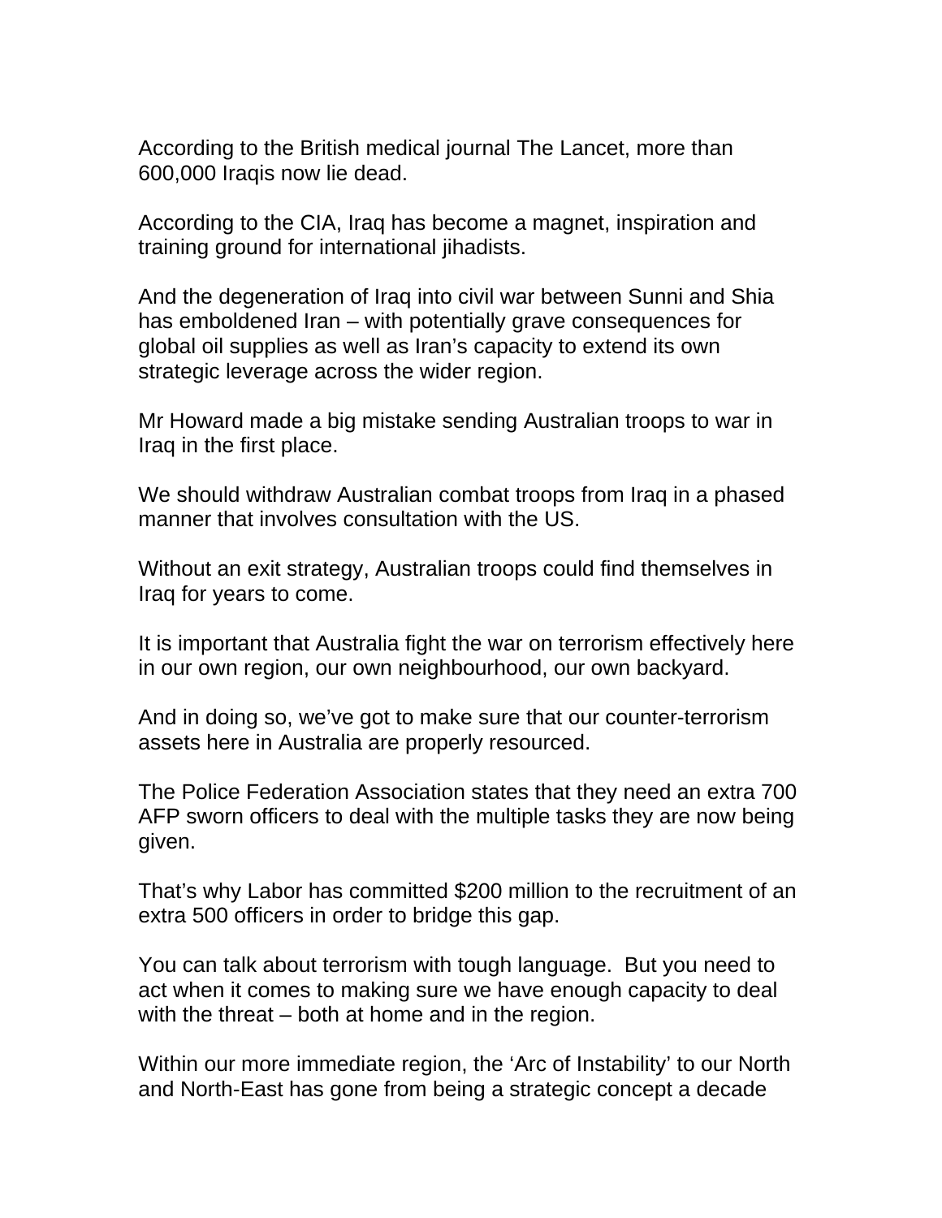According to the British medical journal The Lancet, more than 600,000 Iraqis now lie dead.

According to the CIA, Iraq has become a magnet, inspiration and training ground for international jihadists.

And the degeneration of Iraq into civil war between Sunni and Shia has emboldened Iran – with potentially grave consequences for global oil supplies as well as Iran's capacity to extend its own strategic leverage across the wider region.

Mr Howard made a big mistake sending Australian troops to war in Iraq in the first place.

We should withdraw Australian combat troops from Iraq in a phased manner that involves consultation with the US.

Without an exit strategy, Australian troops could find themselves in Iraq for years to come.

It is important that Australia fight the war on terrorism effectively here in our own region, our own neighbourhood, our own backyard.

And in doing so, we've got to make sure that our counter-terrorism assets here in Australia are properly resourced.

The Police Federation Association states that they need an extra 700 AFP sworn officers to deal with the multiple tasks they are now being given.

That's why Labor has committed $200 million to the recruitment of an extra 500 officers in order to bridge this gap.

You can talk about terrorism with tough language. But you need to act when it comes to making sure we have enough capacity to deal with the threat – both at home and in the region.

Within our more immediate region, the 'Arc of Instability' to our North and North-East has gone from being a strategic concept a decade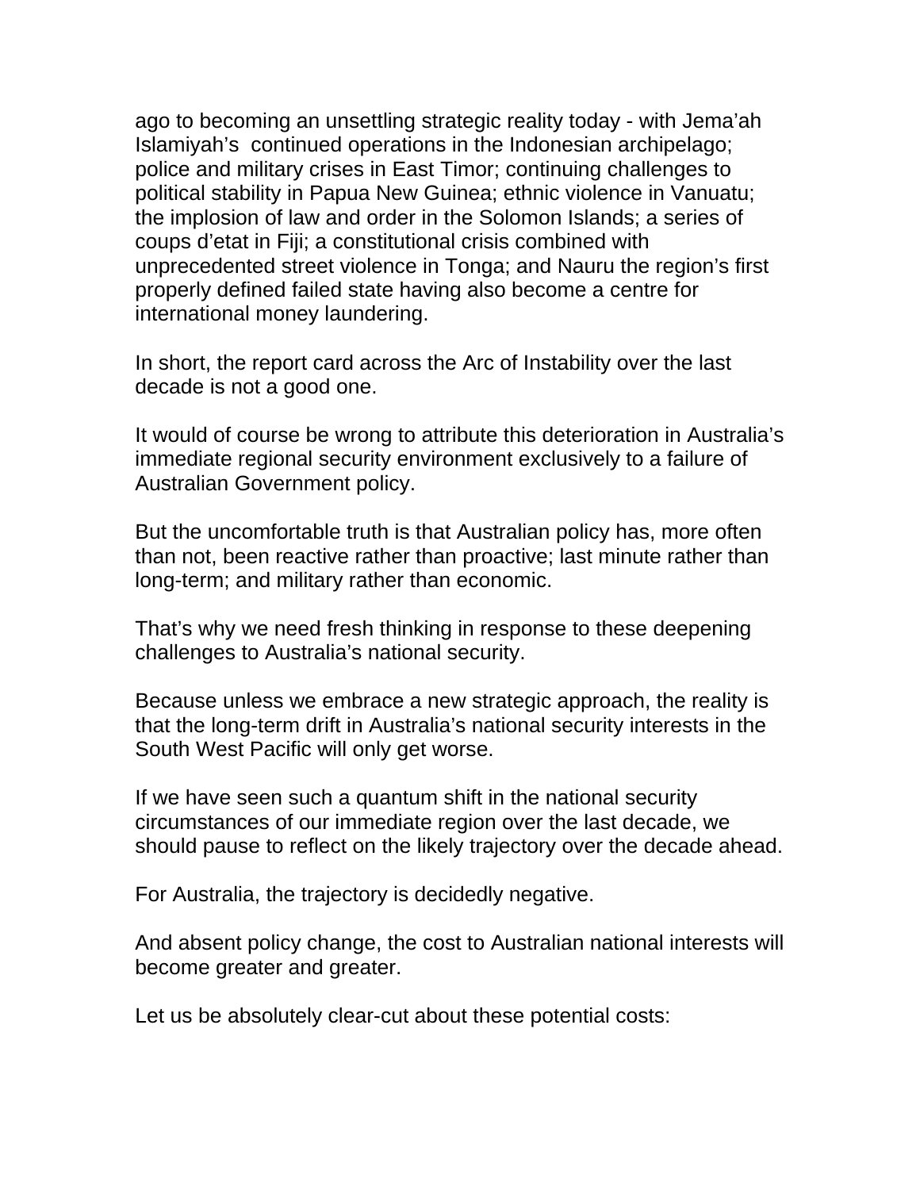ago to becoming an unsettling strategic reality today - with Jema'ah Islamiyah's continued operations in the Indonesian archipelago; police and military crises in East Timor; continuing challenges to political stability in Papua New Guinea; ethnic violence in Vanuatu; the implosion of law and order in the Solomon Islands; a series of coups d'etat in Fiji; a constitutional crisis combined with unprecedented street violence in Tonga; and Nauru the region's first properly defined failed state having also become a centre for international money laundering.

In short, the report card across the Arc of Instability over the last decade is not a good one.

It would of course be wrong to attribute this deterioration in Australia's immediate regional security environment exclusively to a failure of Australian Government policy.

But the uncomfortable truth is that Australian policy has, more often than not, been reactive rather than proactive; last minute rather than long-term; and military rather than economic.

That's why we need fresh thinking in response to these deepening challenges to Australia's national security.

Because unless we embrace a new strategic approach, the reality is that the long-term drift in Australia's national security interests in the South West Pacific will only get worse.

If we have seen such a quantum shift in the national security circumstances of our immediate region over the last decade, we should pause to reflect on the likely trajectory over the decade ahead.

For Australia, the trajectory is decidedly negative.

And absent policy change, the cost to Australian national interests will become greater and greater.

Let us be absolutely clear-cut about these potential costs: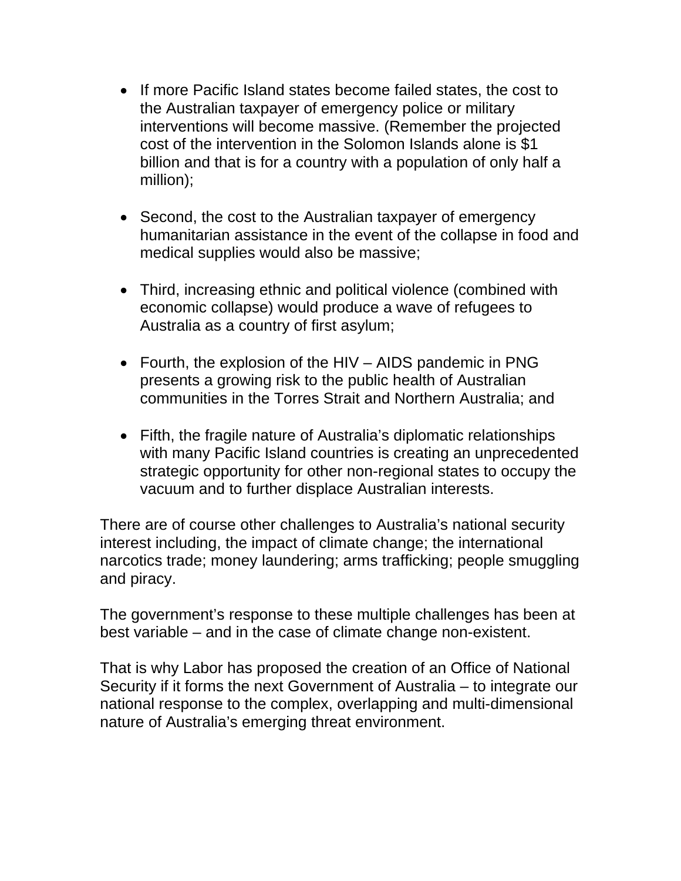- If more Pacific Island states become failed states, the cost to the Australian taxpayer of emergency police or military interventions will become massive. (Remember the projected cost of the intervention in the Solomon Islands alone is $1 billion and that is for a country with a population of only half a million);

- Second, the cost to the Australian taxpayer of emergency humanitarian assistance in the event of the collapse in food and medical supplies would also be massive;

- Third, increasing ethnic and political violence (combined with economic collapse) would produce a wave of refugees to Australia as a country of first asylum;

- Fourth, the explosion of the HIV – AIDS pandemic in PNG presents a growing risk to the public health of Australian communities in the Torres Strait and Northern Australia; and

- Fifth, the fragile nature of Australia's diplomatic relationships with many Pacific Island countries is creating an unprecedented strategic opportunity for other non-regional states to occupy the vacuum and to further displace Australian interests.

There are of course other challenges to Australia's national security interest including, the impact of climate change; the international narcotics trade; money laundering; arms trafficking; people smuggling and piracy.

The government's response to these multiple challenges has been at best variable – and in the case of climate change non-existent.

That is why Labor has proposed the creation of an Office of National Security if it forms the next Government of Australia – to integrate our national response to the complex, overlapping and multi-dimensional nature of Australia's emerging threat environment.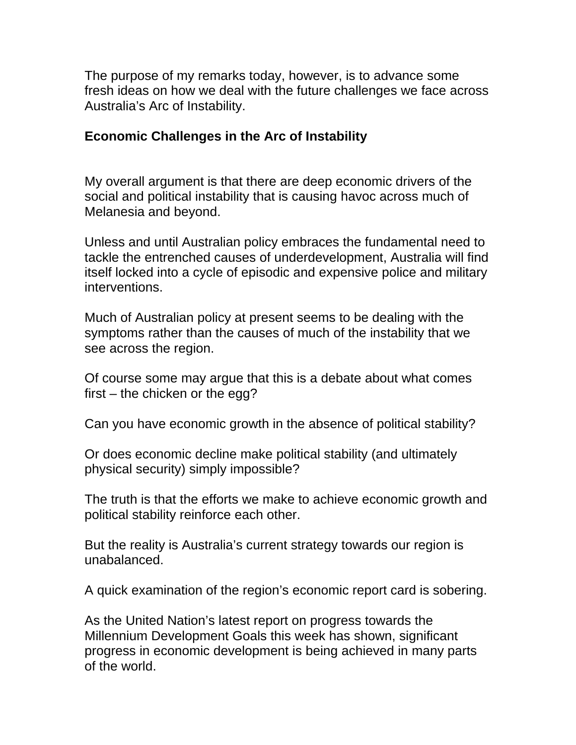The purpose of my remarks today, however, is to advance some fresh ideas on how we deal with the future challenges we face across Australia's Arc of Instability.

**Economic Challenges in the Arc of Instability**

My overall argument is that there are deep economic drivers of the social and political instability that is causing havoc across much of Melanesia and beyond.

Unless and until Australian policy embraces the fundamental need to tackle the entrenched causes of underdevelopment, Australia will find itself locked into a cycle of episodic and expensive police and military interventions.

Much of Australian policy at present seems to be dealing with the symptoms rather than the causes of much of the instability that we see across the region.

Of course some may argue that this is a debate about what comes first – the chicken or the egg?

Can you have economic growth in the absence of political stability?

Or does economic decline make political stability (and ultimately physical security) simply impossible?

The truth is that the efforts we make to achieve economic growth and political stability reinforce each other.

But the reality is Australia's current strategy towards our region is unabalanced.

A quick examination of the region's economic report card is sobering.

As the United Nation's latest report on progress towards the Millennium Development Goals this week has shown, significant progress in economic development is being achieved in many parts of the world.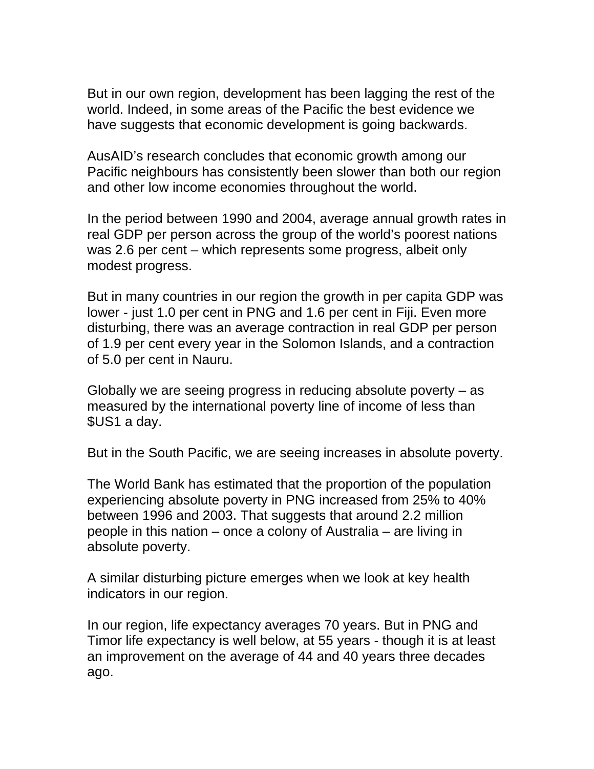But in our own region, development has been lagging the rest of the world. Indeed, in some areas of the Pacific the best evidence we have suggests that economic development is going backwards.

AusAID's research concludes that economic growth among our Pacific neighbours has consistently been slower than both our region and other low income economies throughout the world.

In the period between 1990 and 2004, average annual growth rates in real GDP per person across the group of the world's poorest nations was 2.6 per cent – which represents some progress, albeit only modest progress.

But in many countries in our region the growth in per capita GDP was lower - just 1.0 per cent in PNG and 1.6 per cent in Fiji. Even more disturbing, there was an average contraction in real GDP per person of 1.9 per cent every year in the Solomon Islands, and a contraction of 5.0 per cent in Nauru.

Globally we are seeing progress in reducing absolute poverty – as measured by the international poverty line of income of less than $US1 a day.

But in the South Pacific, we are seeing increases in absolute poverty.

The World Bank has estimated that the proportion of the population experiencing absolute poverty in PNG increased from 25% to 40% between 1996 and 2003. That suggests that around 2.2 million people in this nation – once a colony of Australia – are living in absolute poverty.

A similar disturbing picture emerges when we look at key health indicators in our region.

In our region, life expectancy averages 70 years. But in PNG and Timor life expectancy is well below, at 55 years - though it is at least an improvement on the average of 44 and 40 years three decades ago.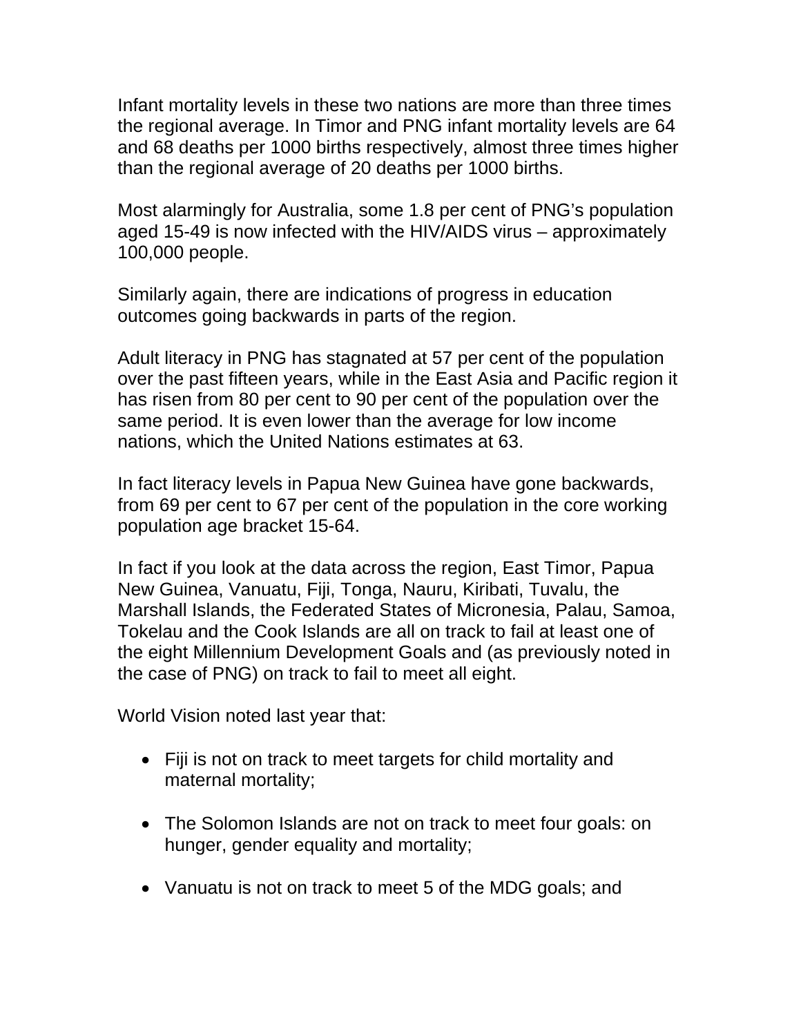Infant mortality levels in these two nations are more than three times the regional average. In Timor and PNG infant mortality levels are 64 and 68 deaths per 1000 births respectively, almost three times higher than the regional average of 20 deaths per 1000 births.

Most alarmingly for Australia, some 1.8 per cent of PNG's population aged 15-49 is now infected with the HIV/AIDS virus – approximately 100,000 people.

Similarly again, there are indications of progress in education outcomes going backwards in parts of the region.

Adult literacy in PNG has stagnated at 57 per cent of the population over the past fifteen years, while in the East Asia and Pacific region it has risen from 80 per cent to 90 per cent of the population over the same period. It is even lower than the average for low income nations, which the United Nations estimates at 63.

In fact literacy levels in Papua New Guinea have gone backwards, from 69 per cent to 67 per cent of the population in the core working population age bracket 15-64.

In fact if you look at the data across the region, East Timor, Papua New Guinea, Vanuatu, Fiji, Tonga, Nauru, Kiribati, Tuvalu, the Marshall Islands, the Federated States of Micronesia, Palau, Samoa, Tokelau and the Cook Islands are all on track to fail at least one of the eight Millennium Development Goals and (as previously noted in the case of PNG) on track to fail to meet all eight.

World Vision noted last year that:

- Fiji is not on track to meet targets for child mortality and maternal mortality;
- The Solomon Islands are not on track to meet four goals: on hunger, gender equality and mortality;
- Vanuatu is not on track to meet 5 of the MDG goals; and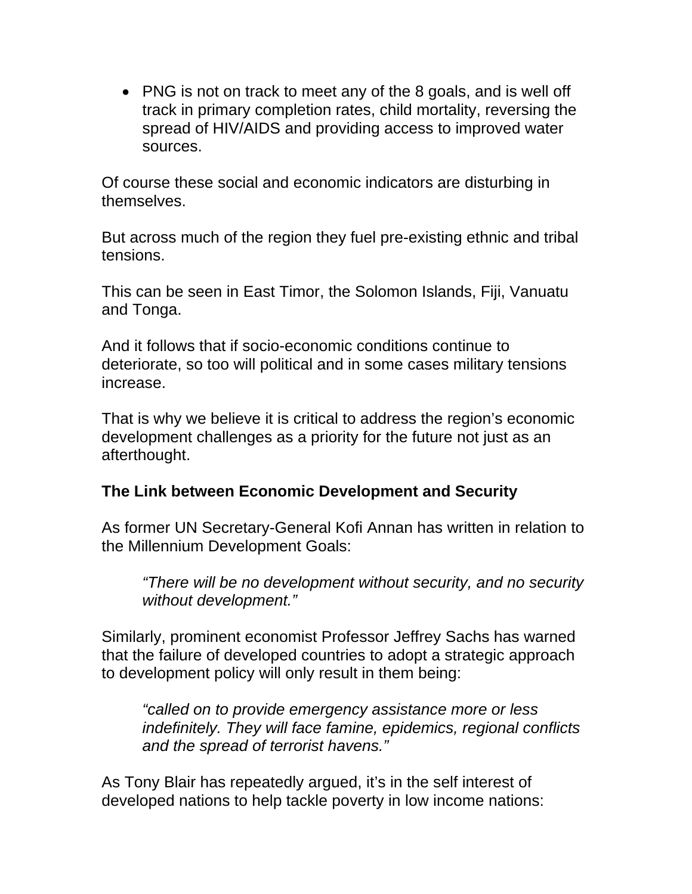- PNG is not on track to meet any of the 8 goals, and is well off track in primary completion rates, child mortality, reversing the spread of HIV/AIDS and providing access to improved water sources.

Of course these social and economic indicators are disturbing in themselves.

But across much of the region they fuel pre-existing ethnic and tribal tensions.

This can be seen in East Timor, the Solomon Islands, Fiji, Vanuatu and Tonga.

And it follows that if socio-economic conditions continue to deteriorate, so too will political and in some cases military tensions increase.

That is why we believe it is critical to address the region's economic development challenges as a priority for the future not just as an afterthought.

**The Link between Economic Development and Security**

As former UN Secretary-General Kofi Annan has written in relation to the Millennium Development Goals:

> *"There will be no development without security, and no security without development."*

Similarly, prominent economist Professor Jeffrey Sachs has warned that the failure of developed countries to adopt a strategic approach to development policy will only result in them being:

> *"called on to provide emergency assistance more or less indefinitely. They will face famine, epidemics, regional conflicts and the spread of terrorist havens."*

As Tony Blair has repeatedly argued, it's in the self interest of developed nations to help tackle poverty in low income nations: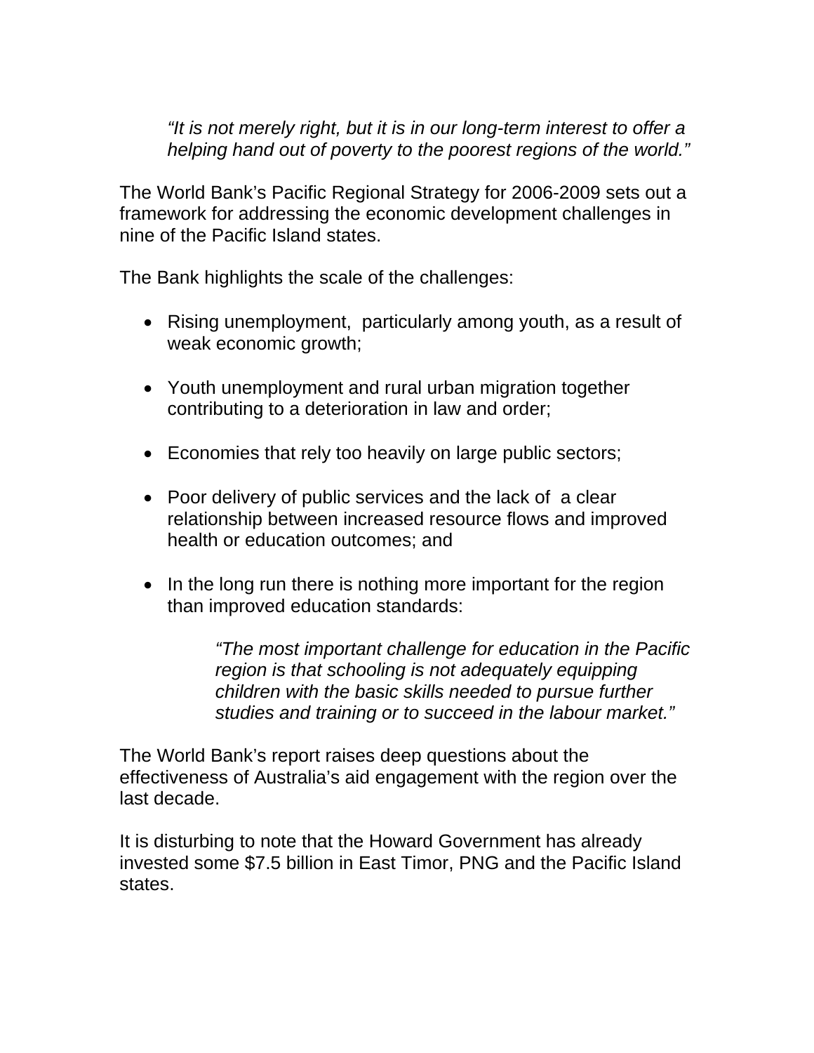> *"It is not merely right, but it is in our long-term interest to offer a helping hand out of poverty to the poorest regions of the world."*

The World Bank's Pacific Regional Strategy for 2006-2009 sets out a framework for addressing the economic development challenges in nine of the Pacific Island states.

The Bank highlights the scale of the challenges:

- Rising unemployment, particularly among youth, as a result of weak economic growth;
- Youth unemployment and rural urban migration together contributing to a deterioration in law and order;
- Economies that rely too heavily on large public sectors;
- Poor delivery of public services and the lack of a clear relationship between increased resource flows and improved health or education outcomes; and
- In the long run there is nothing more important for the region than improved education standards:

  > *"The most important challenge for education in the Pacific region is that schooling is not adequately equipping children with the basic skills needed to pursue further studies and training or to succeed in the labour market."*

The World Bank's report raises deep questions about the effectiveness of Australia's aid engagement with the region over the last decade.

It is disturbing to note that the Howard Government has already invested some $7.5 billion in East Timor, PNG and the Pacific Island states.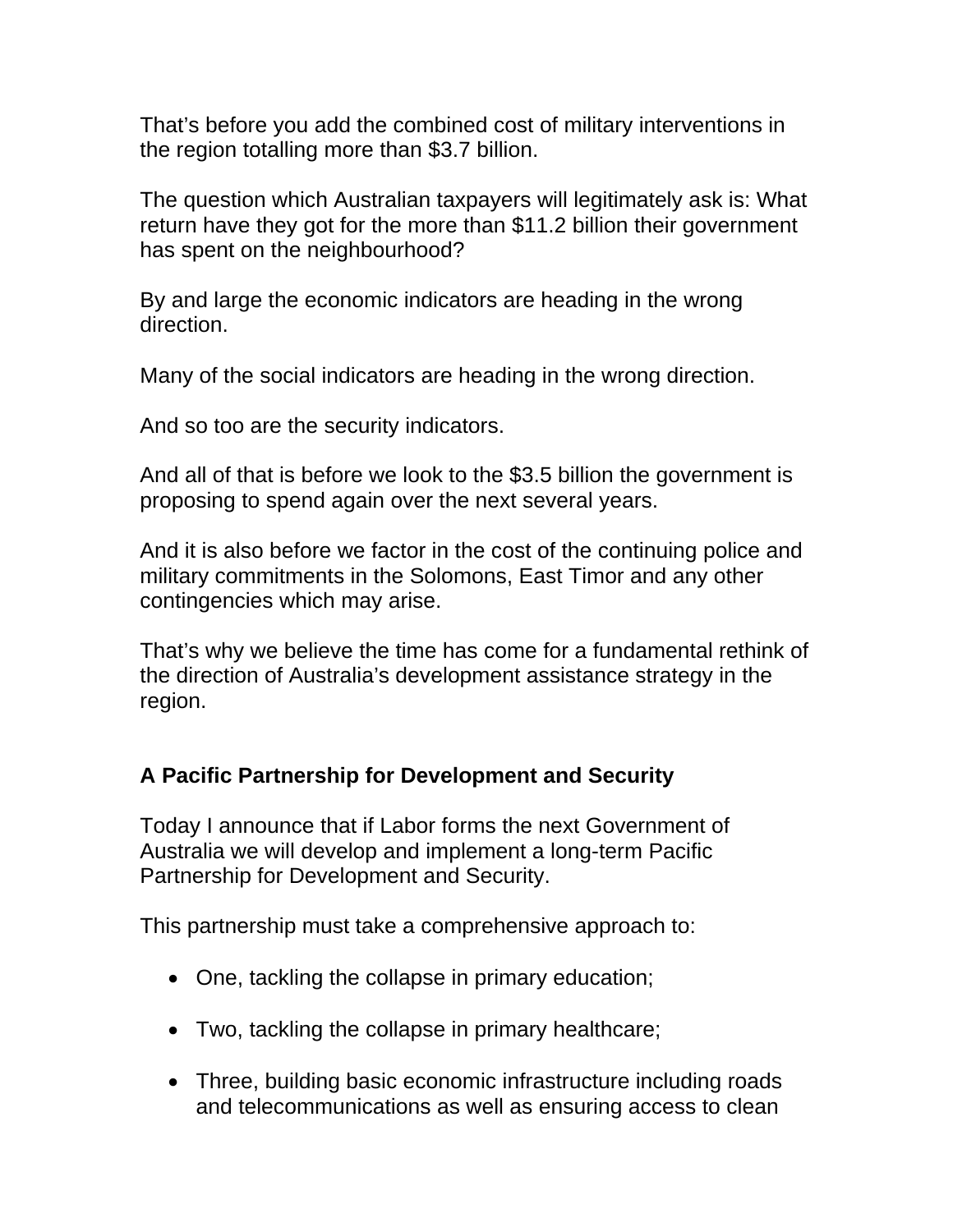That’s before you add the combined cost of military interventions in the region totalling more than $3.7 billion.

The question which Australian taxpayers will legitimately ask is: What return have they got for the more than $11.2 billion their government has spent on the neighbourhood?

By and large the economic indicators are heading in the wrong direction.

Many of the social indicators are heading in the wrong direction.

And so too are the security indicators.

And all of that is before we look to the $3.5 billion the government is proposing to spend again over the next several years.

And it is also before we factor in the cost of the continuing police and military commitments in the Solomons, East Timor and any other contingencies which may arise.

That’s why we believe the time has come for a fundamental rethink of the direction of Australia’s development assistance strategy in the region.

## A Pacific Partnership for Development and Security

Today I announce that if Labor forms the next Government of Australia we will develop and implement a long-term Pacific Partnership for Development and Security.

This partnership must take a comprehensive approach to:

- One, tackling the collapse in primary education;
- Two, tackling the collapse in primary healthcare;
- Three, building basic economic infrastructure including roads and telecommunications as well as ensuring access to clean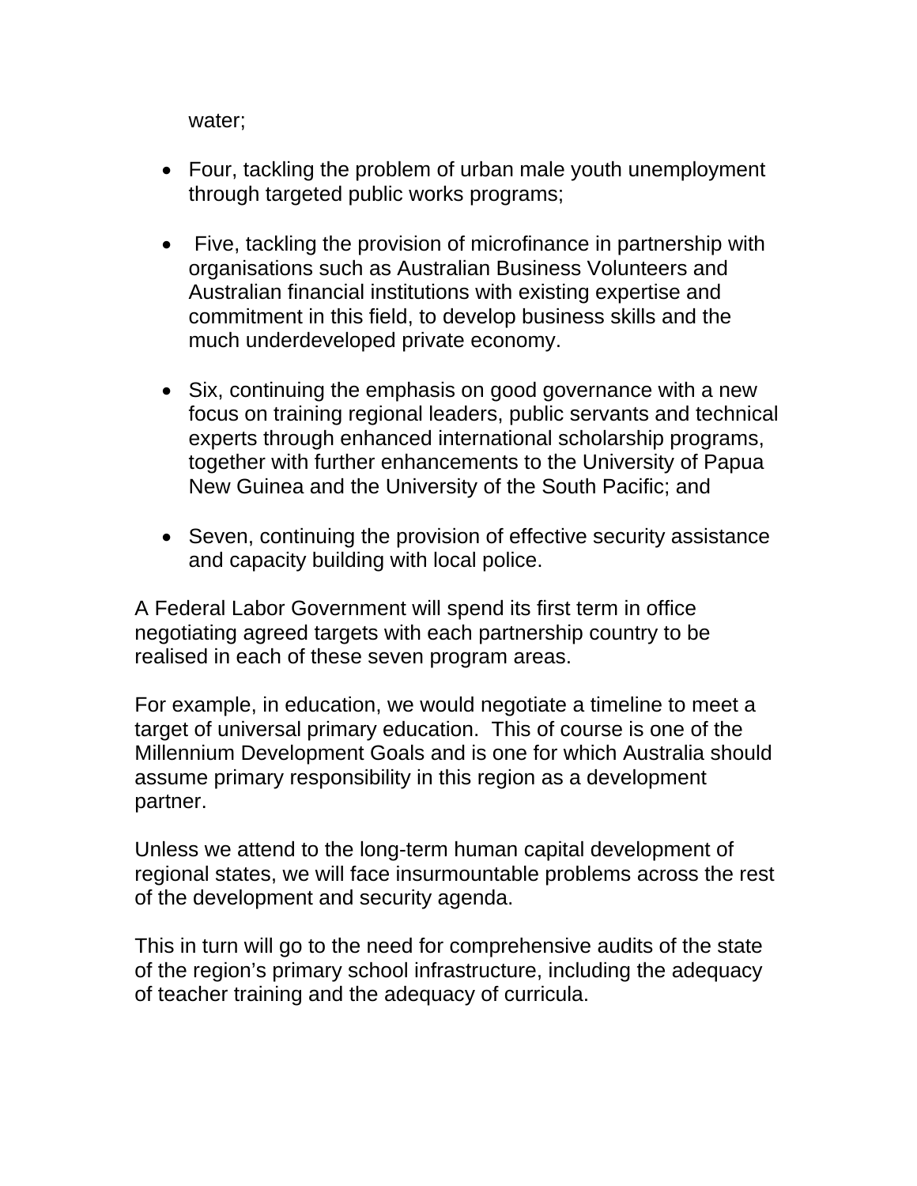water;

- Four, tackling the problem of urban male youth unemployment through targeted public works programs;

- Five, tackling the provision of microfinance in partnership with organisations such as Australian Business Volunteers and Australian financial institutions with existing expertise and commitment in this field, to develop business skills and the much underdeveloped private economy.

- Six, continuing the emphasis on good governance with a new focus on training regional leaders, public servants and technical experts through enhanced international scholarship programs, together with further enhancements to the University of Papua New Guinea and the University of the South Pacific; and

- Seven, continuing the provision of effective security assistance and capacity building with local police.

A Federal Labor Government will spend its first term in office negotiating agreed targets with each partnership country to be realised in each of these seven program areas.

For example, in education, we would negotiate a timeline to meet a target of universal primary education. This of course is one of the Millennium Development Goals and is one for which Australia should assume primary responsibility in this region as a development partner.

Unless we attend to the long-term human capital development of regional states, we will face insurmountable problems across the rest of the development and security agenda.

This in turn will go to the need for comprehensive audits of the state of the region's primary school infrastructure, including the adequacy of teacher training and the adequacy of curricula.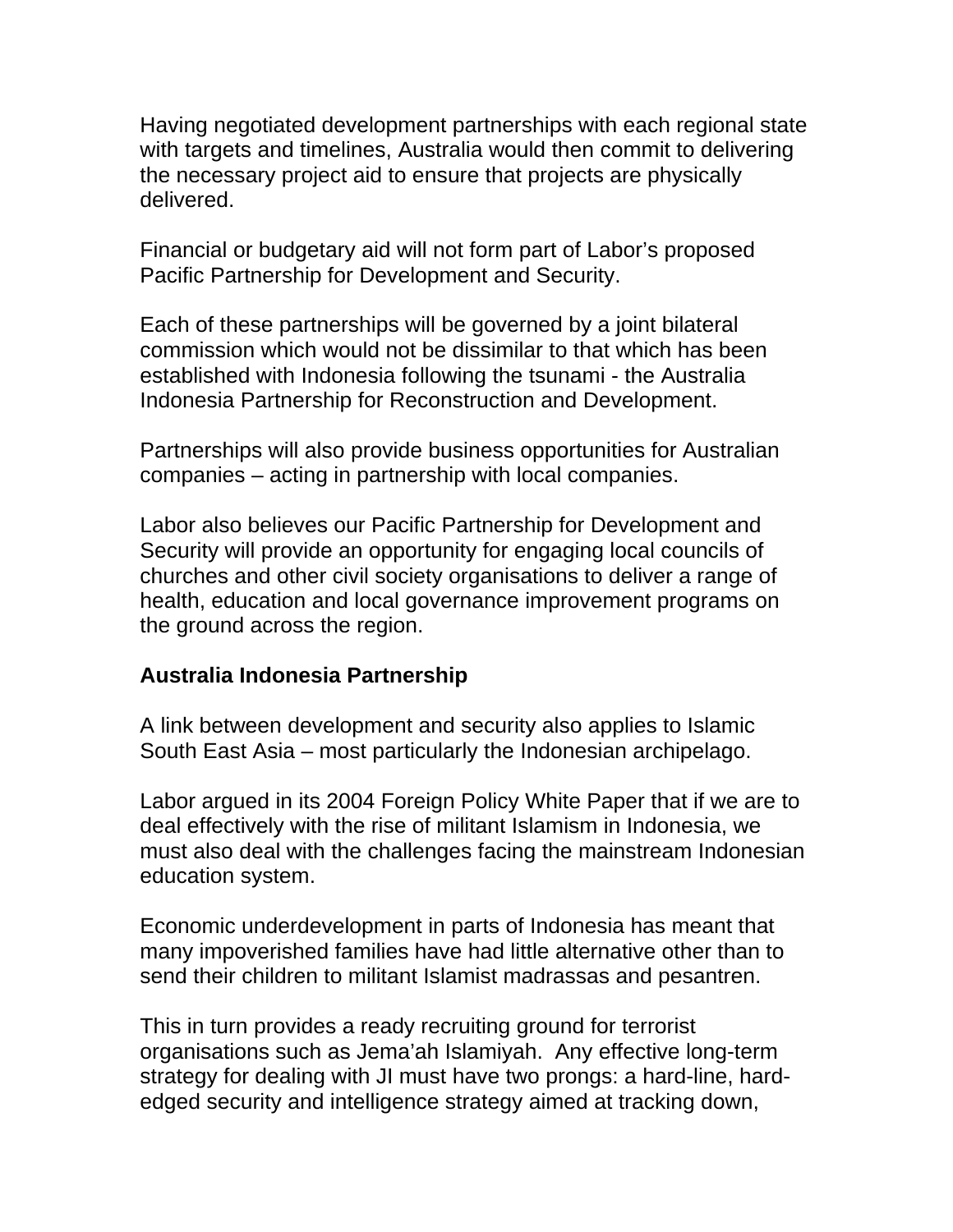Having negotiated development partnerships with each regional state with targets and timelines, Australia would then commit to delivering the necessary project aid to ensure that projects are physically delivered.

Financial or budgetary aid will not form part of Labor's proposed Pacific Partnership for Development and Security.

Each of these partnerships will be governed by a joint bilateral commission which would not be dissimilar to that which has been established with Indonesia following the tsunami - the Australia Indonesia Partnership for Reconstruction and Development.

Partnerships will also provide business opportunities for Australian companies – acting in partnership with local companies.

Labor also believes our Pacific Partnership for Development and Security will provide an opportunity for engaging local councils of churches and other civil society organisations to deliver a range of health, education and local governance improvement programs on the ground across the region.

**Australia Indonesia Partnership**

A link between development and security also applies to Islamic South East Asia – most particularly the Indonesian archipelago.

Labor argued in its 2004 Foreign Policy White Paper that if we are to deal effectively with the rise of militant Islamism in Indonesia, we must also deal with the challenges facing the mainstream Indonesian education system.

Economic underdevelopment in parts of Indonesia has meant that many impoverished families have had little alternative other than to send their children to militant Islamist madrassas and pesantren.

This in turn provides a ready recruiting ground for terrorist organisations such as Jema'ah Islamiyah. Any effective long-term strategy for dealing with JI must have two prongs: a hard-line, hard-edged security and intelligence strategy aimed at tracking down,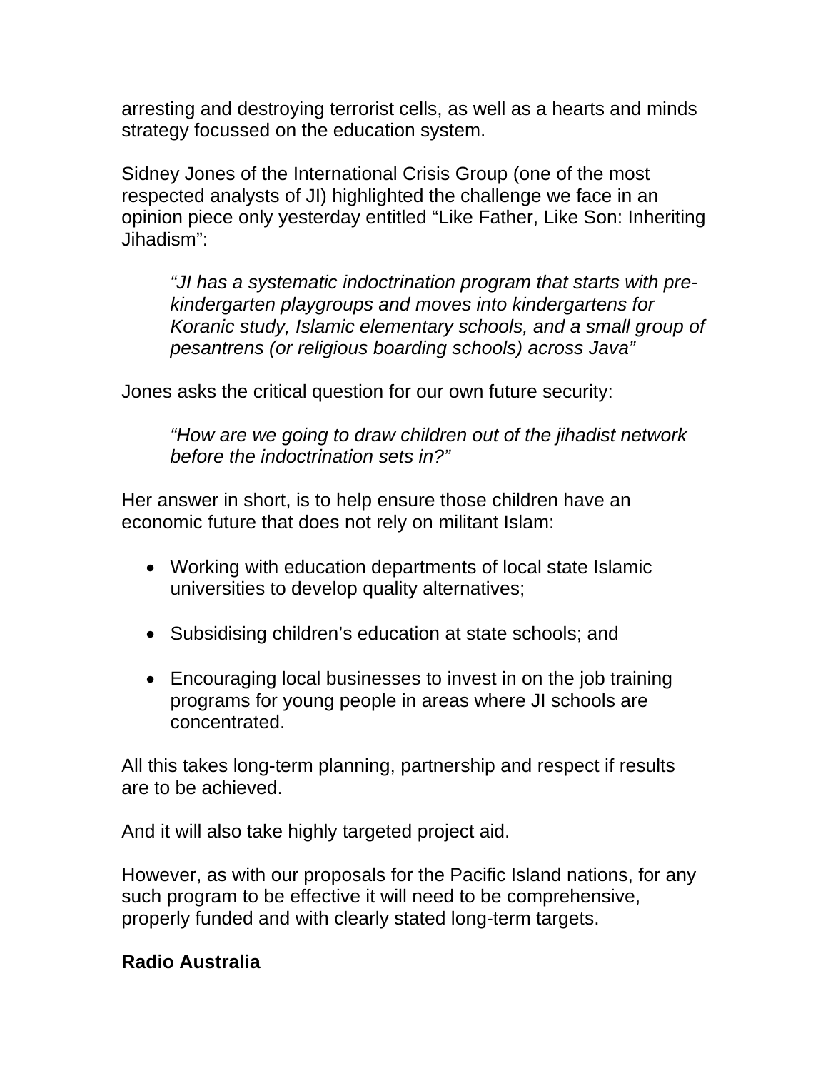arresting and destroying terrorist cells, as well as a hearts and minds strategy focussed on the education system.

Sidney Jones of the International Crisis Group (one of the most respected analysts of JI) highlighted the challenge we face in an opinion piece only yesterday entitled “Like Father, Like Son: Inheriting Jihadism”:

> *“JI has a systematic indoctrination program that starts with pre-kindergarten playgroups and moves into kindergartens for Koranic study, Islamic elementary schools, and a small group of pesantrens (or religious boarding schools) across Java”*

Jones asks the critical question for our own future security:

> *“How are we going to draw children out of the jihadist network before the indoctrination sets in?”*

Her answer in short, is to help ensure those children have an economic future that does not rely on militant Islam:

- Working with education departments of local state Islamic universities to develop quality alternatives;
- Subsidising children’s education at state schools; and
- Encouraging local businesses to invest in on the job training programs for young people in areas where JI schools are concentrated.

All this takes long-term planning, partnership and respect if results are to be achieved.

And it will also take highly targeted project aid.

However, as with our proposals for the Pacific Island nations, for any such program to be effective it will need to be comprehensive, properly funded and with clearly stated long-term targets.

**Radio Australia**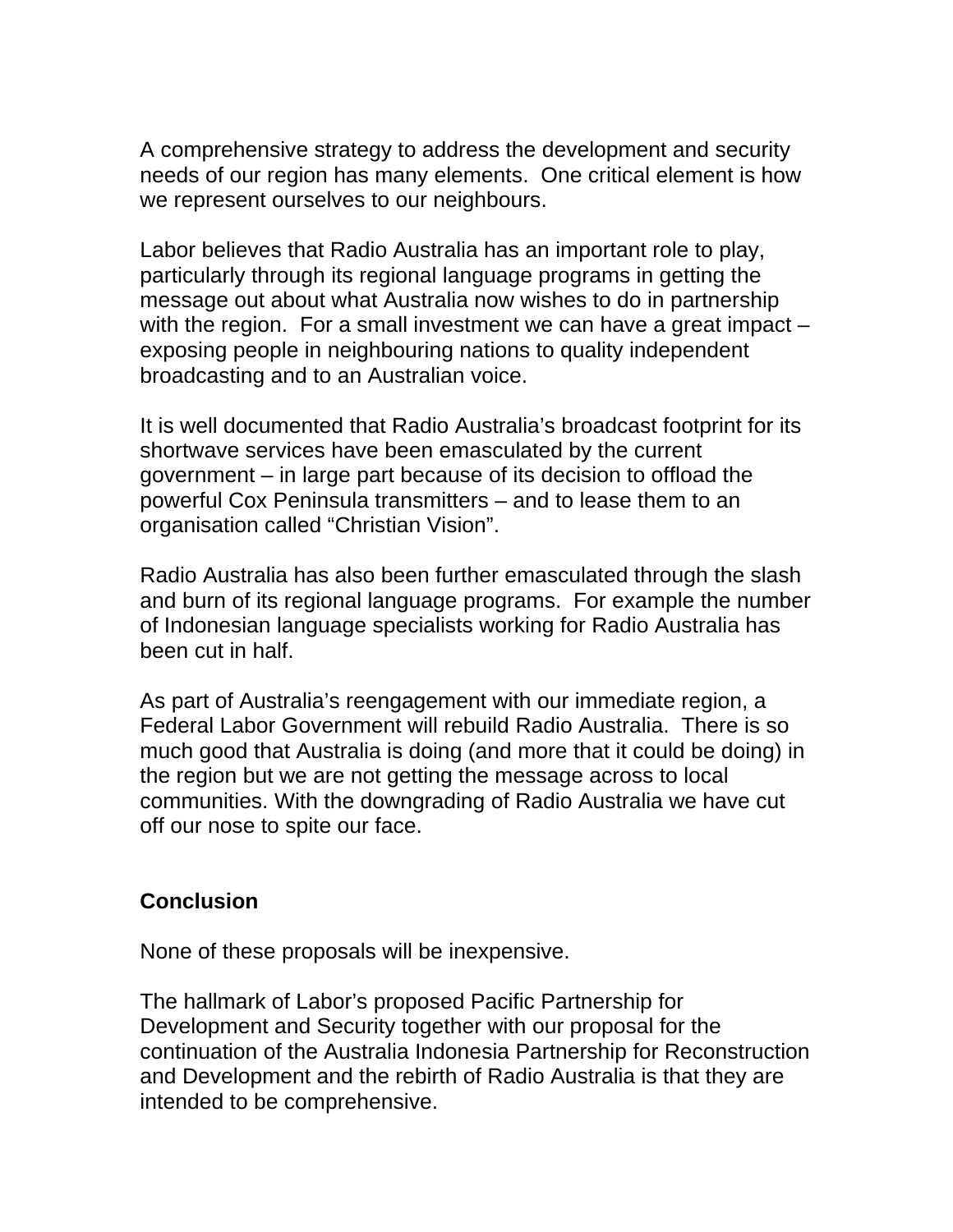A comprehensive strategy to address the development and security needs of our region has many elements. One critical element is how we represent ourselves to our neighbours.

Labor believes that Radio Australia has an important role to play, particularly through its regional language programs in getting the message out about what Australia now wishes to do in partnership with the region. For a small investment we can have a great impact – exposing people in neighbouring nations to quality independent broadcasting and to an Australian voice.

It is well documented that Radio Australia's broadcast footprint for its shortwave services have been emasculated by the current government – in large part because of its decision to offload the powerful Cox Peninsula transmitters – and to lease them to an organisation called "Christian Vision".

Radio Australia has also been further emasculated through the slash and burn of its regional language programs. For example the number of Indonesian language specialists working for Radio Australia has been cut in half.

As part of Australia's reengagement with our immediate region, a Federal Labor Government will rebuild Radio Australia. There is so much good that Australia is doing (and more that it could be doing) in the region but we are not getting the message across to local communities. With the downgrading of Radio Australia we have cut off our nose to spite our face.

**Conclusion**

None of these proposals will be inexpensive.

The hallmark of Labor's proposed Pacific Partnership for Development and Security together with our proposal for the continuation of the Australia Indonesia Partnership for Reconstruction and Development and the rebirth of Radio Australia is that they are intended to be comprehensive.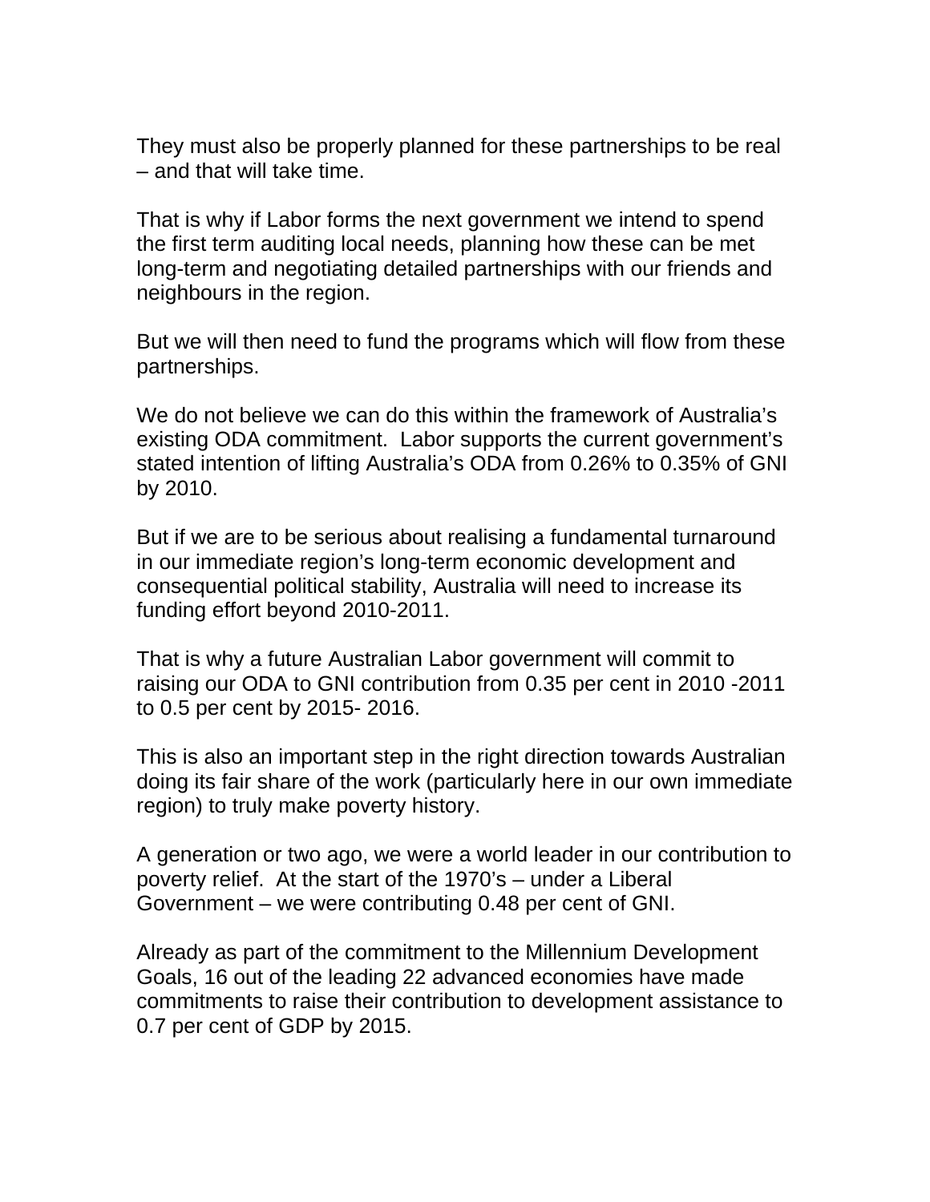They must also be properly planned for these partnerships to be real – and that will take time.

That is why if Labor forms the next government we intend to spend the first term auditing local needs, planning how these can be met long-term and negotiating detailed partnerships with our friends and neighbours in the region.

But we will then need to fund the programs which will flow from these partnerships.

We do not believe we can do this within the framework of Australia's existing ODA commitment.  Labor supports the current government's stated intention of lifting Australia's ODA from 0.26% to 0.35% of GNI by 2010.

But if we are to be serious about realising a fundamental turnaround in our immediate region's long-term economic development and consequential political stability, Australia will need to increase its funding effort beyond 2010-2011.

That is why a future Australian Labor government will commit to raising our ODA to GNI contribution from 0.35 per cent in 2010 -2011 to 0.5 per cent by 2015- 2016.

This is also an important step in the right direction towards Australian doing its fair share of the work (particularly here in our own immediate region) to truly make poverty history.

A generation or two ago, we were a world leader in our contribution to poverty relief.  At the start of the 1970's – under a Liberal Government – we were contributing 0.48 per cent of GNI.

Already as part of the commitment to the Millennium Development Goals, 16 out of the leading 22 advanced economies have made commitments to raise their contribution to development assistance to 0.7 per cent of GDP by 2015.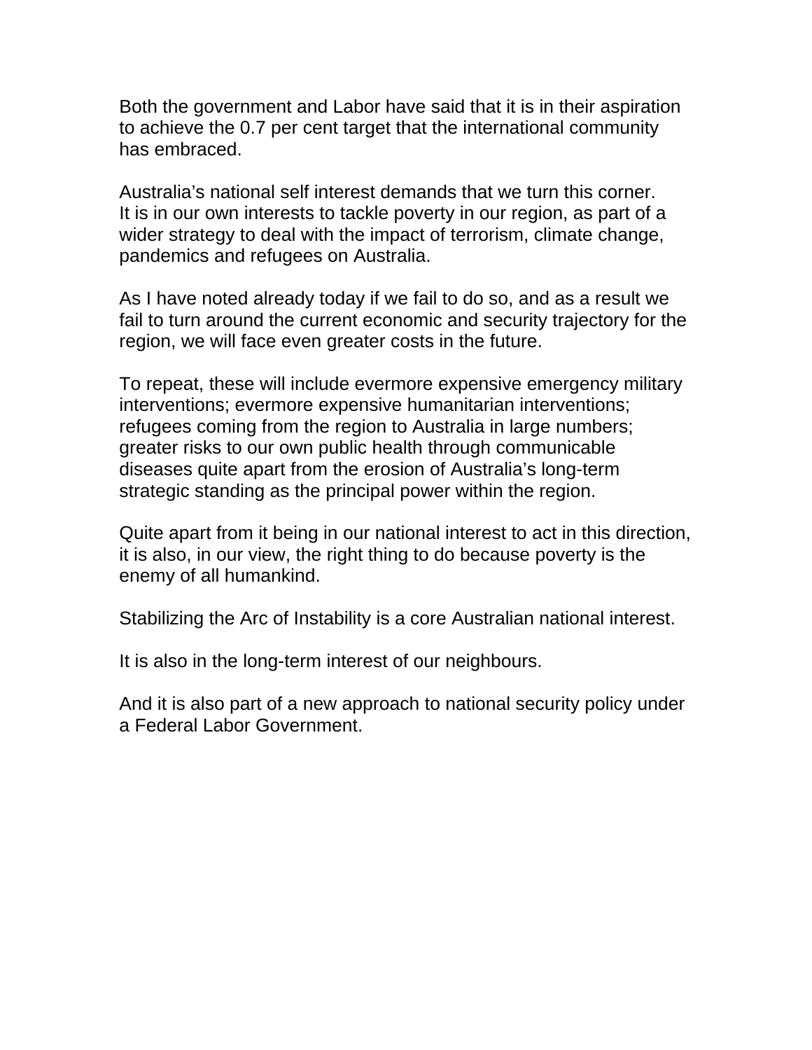Both the government and Labor have said that it is in their aspiration to achieve the 0.7 per cent target that the international community has embraced.

Australia's national self interest demands that we turn this corner. It is in our own interests to tackle poverty in our region, as part of a wider strategy to deal with the impact of terrorism, climate change, pandemics and refugees on Australia.

As I have noted already today if we fail to do so, and as a result we fail to turn around the current economic and security trajectory for the region, we will face even greater costs in the future.

To repeat, these will include evermore expensive emergency military interventions; evermore expensive humanitarian interventions; refugees coming from the region to Australia in large numbers; greater risks to our own public health through communicable diseases quite apart from the erosion of Australia's long-term strategic standing as the principal power within the region.

Quite apart from it being in our national interest to act in this direction, it is also, in our view, the right thing to do because poverty is the enemy of all humankind.

Stabilizing the Arc of Instability is a core Australian national interest.

It is also in the long-term interest of our neighbours.

And it is also part of a new approach to national security policy under a Federal Labor Government.